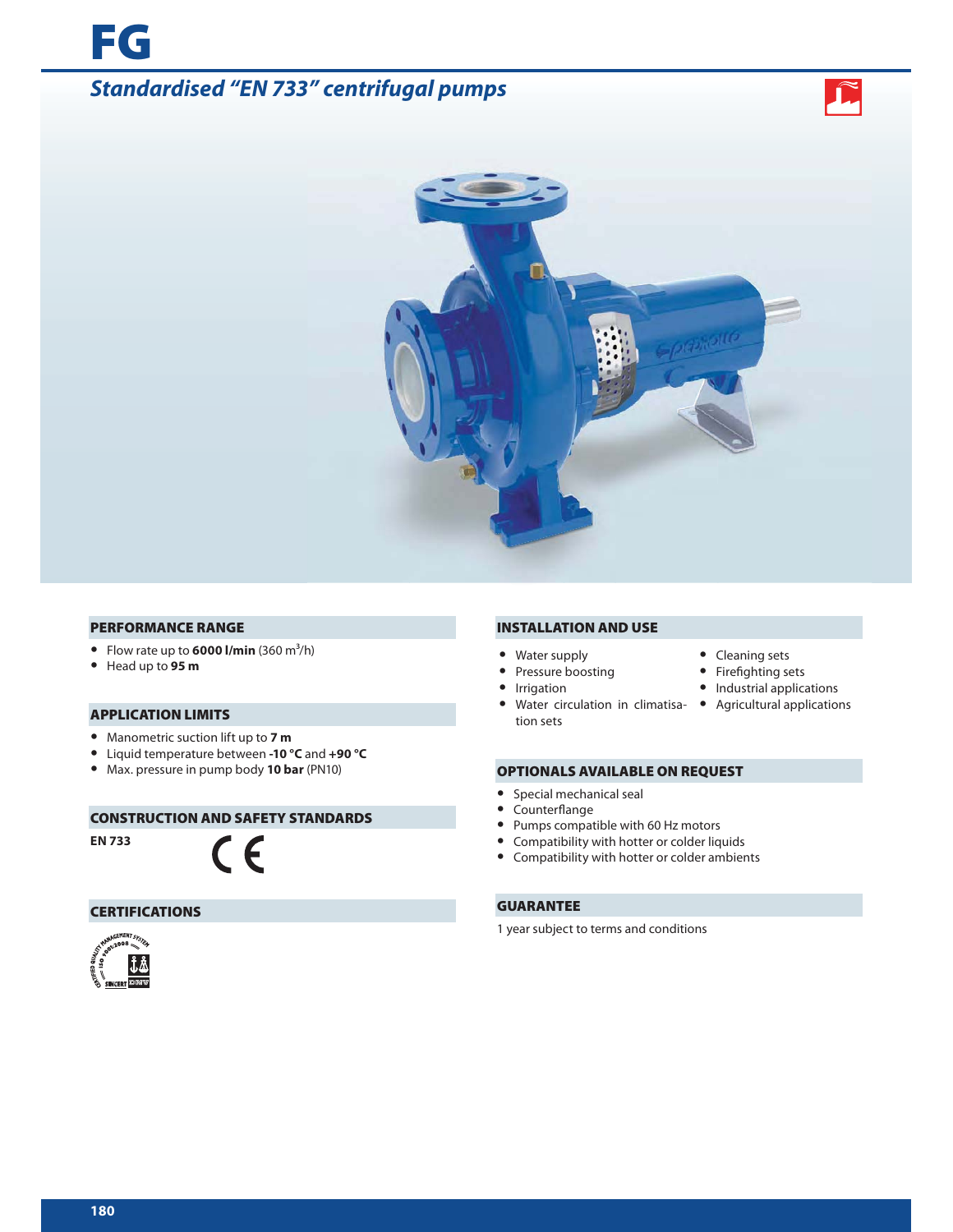# FG

## *Standardised "EN 733" centrifugal pumps*

### PERFORMANCE RANGE

- Flow rate up to **6000 l/min** (360 $m^3$/h)
- Head up to **95 m**

### APPLICATION LIMITS

- Manometric suction lift up to **7 m**
- Liquid temperature between **-10 °C** and **+90 °C**
- Max. pressure in pump body **10 bar** (PN10)

### CONSTRUCTION AND SAFETY STANDARDS

**EN 733** CE

### CERTIFICATIONS

### INSTALLATION AND USE

- Water supply
- Pressure boosting
- Irrigation
- Water circulation in climatisation sets
- Cleaning sets
- Firefighting sets
- Industrial applications
- Agricultural applications

### OPTIONALS AVAILABLE ON REQUEST

- Special mechanical seal
- Counterflange
- Pumps compatible with 60 Hz motors
- Compatibility with hotter or colder liquids
- Compatibility with hotter or colder ambients

### GUARANTEE

1 year subject to terms and conditions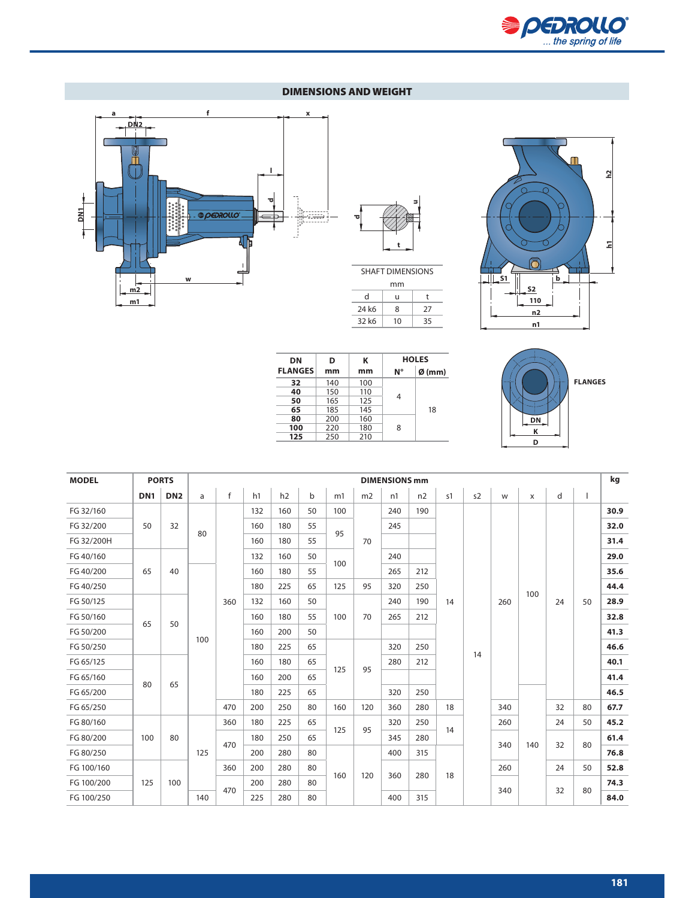## DIMENSIONS AND WEIGHT

| SHAFT DIMENSIONS | | |
|---|---|---|
| mm | | |
| d | u | t |
| 24 k6 | 8 | 27 |
| 32 k6 | 10 | 35 |

| DN FLANGES | D mm | K mm | HOLES N° | HOLES Ø (mm) |
|---|---|---|---|---|
| **32** | 140 | 100 | 4 | 18 |
| **40** | 150 | 110 | 4 | 18 |
| **50** | 165 | 125 | 4 | 18 |
| **65** | 185 | 145 | 4 | 18 |
| **80** | 200 | 160 | 8 | 18 |
| **100** | 220 | 180 | 8 | 18 |
| **125** | 250 | 210 | 8 | 18 |

FLANGES

| MODEL | PORTS | | DIMENSIONS mm | | | | | | | | | | | | | | | kg |
|---|---|---|---|---|---|---|---|---|---|---|---|---|---|---|---|---|---|---|
| | DN1 | DN2 | a | f | h1 | h2 | b | m1 | m2 | n1 | n2 | s1 | s2 | w | x | d | l | |
| FG 32/160 | 50 | 32 | 80 | 360 | 132 | 160 | 50 | 100 | 70 | 240 | 190 | 14 | 14 | 260 | 100 | 24 | 50 | **30.9** |
| FG 32/200 | 50 | 32 | 80 | 360 | 160 | 180 | 55 | 95 | 70 | 245 | | 14 | 14 | 260 | 100 | 24 | 50 | **32.0** |
| FG 32/200H | 50 | 32 | 80 | 360 | 160 | 180 | 55 | 95 | 70 | | | 14 | 14 | 260 | 100 | 24 | 50 | **31.4** |
| FG 40/160 | 65 | 40 | 80 | 360 | 132 | 160 | 50 | 100 | 70 | 240 | | 14 | 14 | 260 | 100 | 24 | 50 | **29.0** |
| FG 40/200 | 65 | 40 | 100 | 360 | 160 | 180 | 55 | 100 | 70 | 265 | 212 | 14 | 14 | 260 | 100 | 24 | 50 | **35.6** |
| FG 40/250 | 65 | 40 | 100 | 360 | 180 | 225 | 65 | 125 | 95 | 320 | 250 | 14 | 14 | 260 | 100 | 24 | 50 | **44.4** |
| FG 50/125 | 65 | 50 | 100 | 360 | 132 | 160 | 50 | 100 | 70 | 240 | 190 | 14 | 14 | 260 | 100 | 24 | 50 | **28.9** |
| FG 50/160 | 65 | 50 | 100 | 360 | 160 | 180 | 55 | 100 | 70 | 265 | 212 | 14 | 14 | 260 | 100 | 24 | 50 | **32.8** |
| FG 50/200 | 65 | 50 | 100 | 360 | 160 | 200 | 50 | 100 | 70 | | | 14 | 14 | 260 | 100 | 24 | 50 | **41.3** |
| FG 50/250 | 65 | 50 | 100 | 360 | 180 | 225 | 65 | 125 | 95 | 320 | 250 | 14 | 14 | 260 | 100 | 24 | 50 | **46.6** |
| FG 65/125 | 80 | 65 | 100 | 360 | 160 | 180 | 65 | 125 | 95 | 280 | 212 | 14 | 14 | 260 | 100 | 24 | 50 | **40.1** |
| FG 65/160 | 80 | 65 | 100 | 360 | 160 | 200 | 65 | 125 | 95 | | | 14 | 14 | 260 | 100 | 24 | 50 | **41.4** |
| FG 65/200 | 80 | 65 | 100 | 360 | 180 | 225 | 65 | 125 | 95 | 320 | 250 | 14 | 14 | 260 | 100 | 24 | 50 | **46.5** |
| FG 65/250 | 80 | 65 | 100 | 470 | 200 | 250 | 80 | 160 | 120 | 360 | 280 | 18 | 14 | 340 | 140 | 32 | 80 | **67.7** |
| FG 80/160 | 100 | 80 | 125 | 360 | 180 | 225 | 65 | 125 | 95 | 320 | 250 | 14 | 14 | 260 | 140 | 24 | 50 | **45.2** |
| FG 80/200 | 100 | 80 | 125 | 470 | 180 | 250 | 65 | 125 | 95 | 345 | 280 | 14 | 14 | 340 | 140 | 32 | 80 | **61.4** |
| FG 80/250 | 100 | 80 | 125 | 470 | 200 | 280 | 80 | 160 | 120 | 400 | 315 | 18 | 14 | 340 | 140 | 32 | 80 | **76.8** |
| FG 100/160 | 125 | 100 | 125 | 360 | 200 | 280 | 80 | 160 | 120 | 360 | 280 | 18 | 14 | 260 | 140 | 24 | 50 | **52.8** |
| FG 100/200 | 125 | 100 | 125 | 470 | 200 | 280 | 80 | 160 | 120 | 360 | 280 | 18 | 14 | 340 | 140 | 32 | 80 | **74.3** |
| FG 100/250 | 125 | 100 | 140 | 470 | 225 | 280 | 80 | 160 | 120 | 400 | 315 | 18 | 14 | 340 | 140 | 32 | 80 | **84.0** |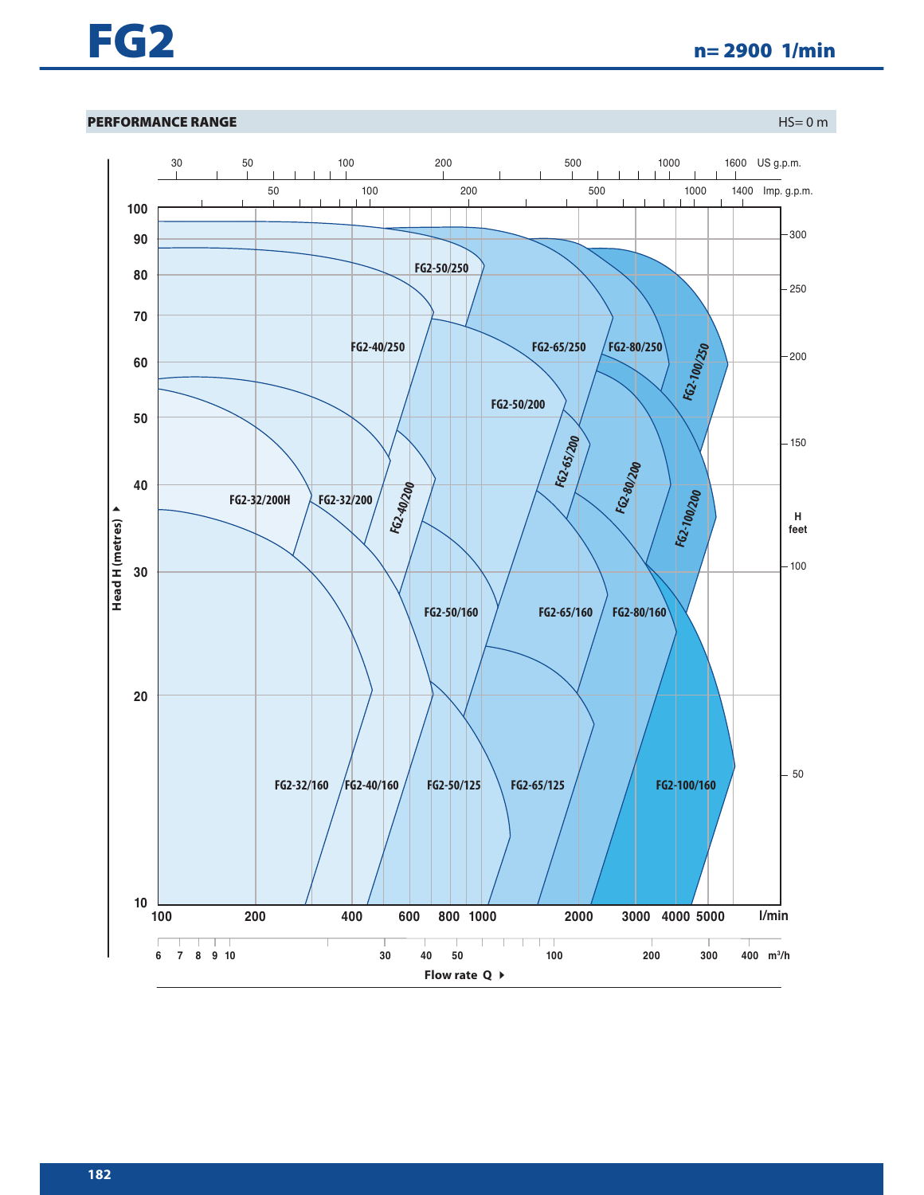# FG2

**n= 2900 1/min**

**PERFORMANCE RANGE**

HS= 0 m

US g.p.m.: 30, 50, 100, 200, 500, 1000, 1600

Imp. g.p.m.: 50, 100, 200, 500, 1000, 1400

Head H (metres): 10, 20, 30, 40, 50, 60, 70, 80, 90, 100

H feet: 50, 100, 150, 200, 250, 300

FG2-50/250, FG2-40/250, FG2-65/250, FG2-80/250, FG2-100/250, FG2-50/200, FG2-65/200, FG2-80/200, FG2-100/200, FG2-32/200H, FG2-32/200, FG2-40/200, FG2-50/160, FG2-65/160, FG2-80/160, FG2-32/160, FG2-40/160, FG2-50/125, FG2-65/125, FG2-100/160

l/min: 100, 200, 400, 600, 800, 1000, 2000, 3000, 4000, 5000

$m^3/h$: 6, 7, 8, 9, 10, 30, 40, 50, 100, 200, 300, 400

Flow rate Q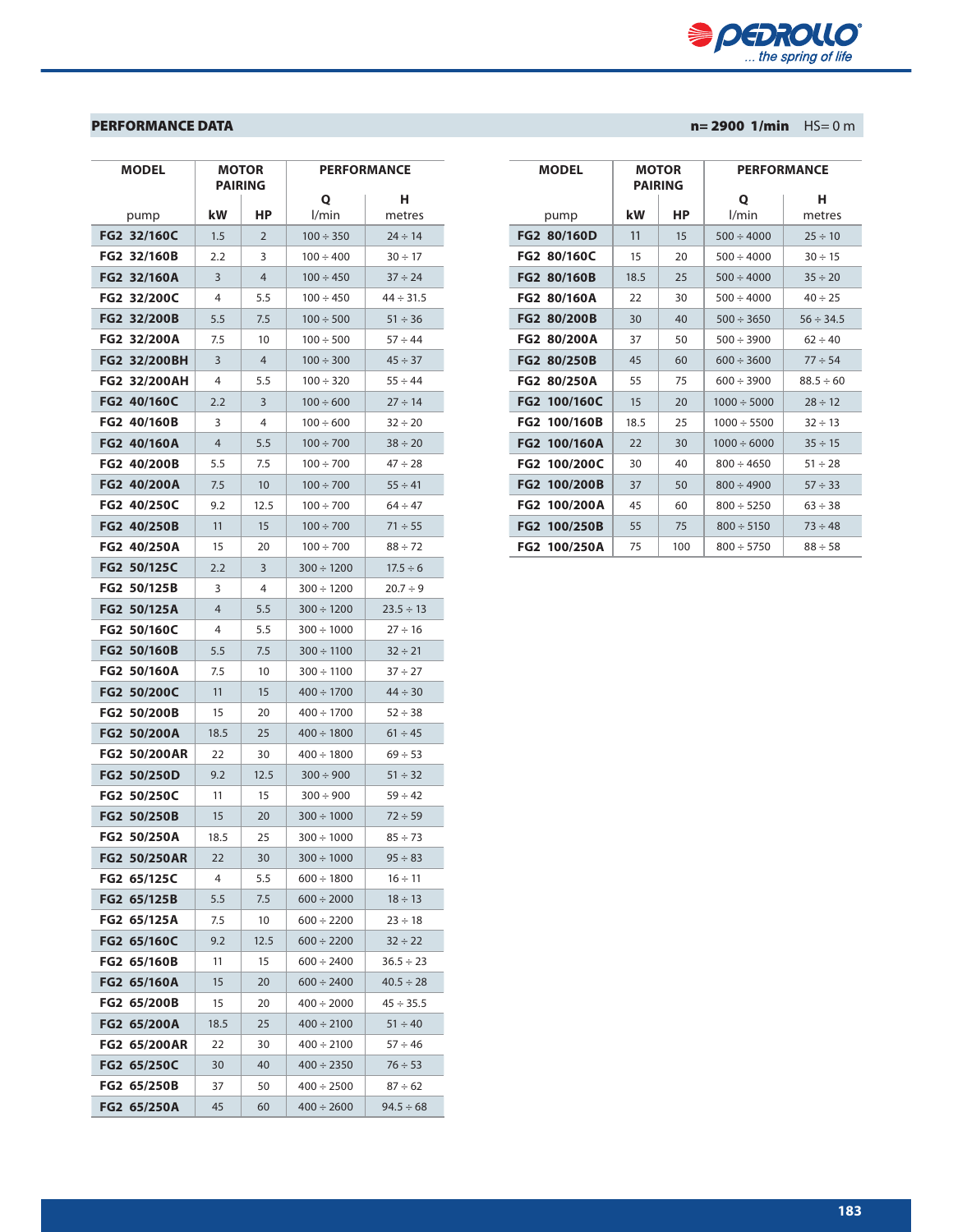## PERFORMANCE DATA

**n= 2900 1/min** HS= 0 m

| MODEL | MOTOR PAIRING | | PERFORMANCE | |
|---|---|---|---|---|
| | | | Q | H |
| pump | kW | HP | l/min | metres |
| **FG2 32/160C** | 1.5 | 2 | 100 ÷ 350 | 24 ÷ 14 |
| **FG2 32/160B** | 2.2 | 3 | 100 ÷ 400 | 30 ÷ 17 |
| **FG2 32/160A** | 3 | 4 | 100 ÷ 450 | 37 ÷ 24 |
| **FG2 32/200C** | 4 | 5.5 | 100 ÷ 450 | 44 ÷ 31.5 |
| **FG2 32/200B** | 5.5 | 7.5 | 100 ÷ 500 | 51 ÷ 36 |
| **FG2 32/200A** | 7.5 | 10 | 100 ÷ 500 | 57 ÷ 44 |
| **FG2 32/200BH** | 3 | 4 | 100 ÷ 300 | 45 ÷ 37 |
| **FG2 32/200AH** | 4 | 5.5 | 100 ÷ 320 | 55 ÷ 44 |
| **FG2 40/160C** | 2.2 | 3 | 100 ÷ 600 | 27 ÷ 14 |
| **FG2 40/160B** | 3 | 4 | 100 ÷ 600 | 32 ÷ 20 |
| **FG2 40/160A** | 4 | 5.5 | 100 ÷ 700 | 38 ÷ 20 |
| **FG2 40/200B** | 5.5 | 7.5 | 100 ÷ 700 | 47 ÷ 28 |
| **FG2 40/200A** | 7.5 | 10 | 100 ÷ 700 | 55 ÷ 41 |
| **FG2 40/250C** | 9.2 | 12.5 | 100 ÷ 700 | 64 ÷ 47 |
| **FG2 40/250B** | 11 | 15 | 100 ÷ 700 | 71 ÷ 55 |
| **FG2 40/250A** | 15 | 20 | 100 ÷ 700 | 88 ÷ 72 |
| **FG2 50/125C** | 2.2 | 3 | 300 ÷ 1200 | 17.5 ÷ 6 |
| **FG2 50/125B** | 3 | 4 | 300 ÷ 1200 | 20.7 ÷ 9 |
| **FG2 50/125A** | 4 | 5.5 | 300 ÷ 1200 | 23.5 ÷ 13 |
| **FG2 50/160C** | 4 | 5.5 | 300 ÷ 1000 | 27 ÷ 16 |
| **FG2 50/160B** | 5.5 | 7.5 | 300 ÷ 1100 | 32 ÷ 21 |
| **FG2 50/160A** | 7.5 | 10 | 300 ÷ 1100 | 37 ÷ 27 |
| **FG2 50/200C** | 11 | 15 | 400 ÷ 1700 | 44 ÷ 30 |
| **FG2 50/200B** | 15 | 20 | 400 ÷ 1700 | 52 ÷ 38 |
| **FG2 50/200A** | 18.5 | 25 | 400 ÷ 1800 | 61 ÷ 45 |
| **FG2 50/200AR** | 22 | 30 | 400 ÷ 1800 | 69 ÷ 53 |
| **FG2 50/250D** | 9.2 | 12.5 | 300 ÷ 900 | 51 ÷ 32 |
| **FG2 50/250C** | 11 | 15 | 300 ÷ 900 | 59 ÷ 42 |
| **FG2 50/250B** | 15 | 20 | 300 ÷ 1000 | 72 ÷ 59 |
| **FG2 50/250A** | 18.5 | 25 | 300 ÷ 1000 | 85 ÷ 73 |
| **FG2 50/250AR** | 22 | 30 | 300 ÷ 1000 | 95 ÷ 83 |
| **FG2 65/125C** | 4 | 5.5 | 600 ÷ 1800 | 16 ÷ 11 |
| **FG2 65/125B** | 5.5 | 7.5 | 600 ÷ 2000 | 18 ÷ 13 |
| **FG2 65/125A** | 7.5 | 10 | 600 ÷ 2200 | 23 ÷ 18 |
| **FG2 65/160C** | 9.2 | 12.5 | 600 ÷ 2200 | 32 ÷ 22 |
| **FG2 65/160B** | 11 | 15 | 600 ÷ 2400 | 36.5 ÷ 23 |
| **FG2 65/160A** | 15 | 20 | 600 ÷ 2400 | 40.5 ÷ 28 |
| **FG2 65/200B** | 15 | 20 | 400 ÷ 2000 | 45 ÷ 35.5 |
| **FG2 65/200A** | 18.5 | 25 | 400 ÷ 2100 | 51 ÷ 40 |
| **FG2 65/200AR** | 22 | 30 | 400 ÷ 2100 | 57 ÷ 46 |
| **FG2 65/250C** | 30 | 40 | 400 ÷ 2350 | 76 ÷ 53 |
| **FG2 65/250B** | 37 | 50 | 400 ÷ 2500 | 87 ÷ 62 |
| **FG2 65/250A** | 45 | 60 | 400 ÷ 2600 | 94.5 ÷ 68 |

| MODEL | MOTOR PAIRING | | PERFORMANCE | |
|---|---|---|---|---|
| | | | Q | H |
| pump | kW | HP | l/min | metres |
| **FG2 80/160D** | 11 | 15 | 500 ÷ 4000 | 25 ÷ 10 |
| **FG2 80/160C** | 15 | 20 | 500 ÷ 4000 | 30 ÷ 15 |
| **FG2 80/160B** | 18.5 | 25 | 500 ÷ 4000 | 35 ÷ 20 |
| **FG2 80/160A** | 22 | 30 | 500 ÷ 4000 | 40 ÷ 25 |
| **FG2 80/200B** | 30 | 40 | 500 ÷ 3650 | 56 ÷ 34.5 |
| **FG2 80/200A** | 37 | 50 | 500 ÷ 3900 | 62 ÷ 40 |
| **FG2 80/250B** | 45 | 60 | 600 ÷ 3600 | 77 ÷ 54 |
| **FG2 80/250A** | 55 | 75 | 600 ÷ 3900 | 88.5 ÷ 60 |
| **FG2 100/160C** | 15 | 20 | 1000 ÷ 5000 | 28 ÷ 12 |
| **FG2 100/160B** | 18.5 | 25 | 1000 ÷ 5500 | 32 ÷ 13 |
| **FG2 100/160A** | 22 | 30 | 1000 ÷ 6000 | 35 ÷ 15 |
| **FG2 100/200C** | 30 | 40 | 800 ÷ 4650 | 51 ÷ 28 |
| **FG2 100/200B** | 37 | 50 | 800 ÷ 4900 | 57 ÷ 33 |
| **FG2 100/200A** | 45 | 60 | 800 ÷ 5250 | 63 ÷ 38 |
| **FG2 100/250B** | 55 | 75 | 800 ÷ 5150 | 73 ÷ 48 |
| **FG2 100/250A** | 75 | 100 | 800 ÷ 5750 | 88 ÷ 58 |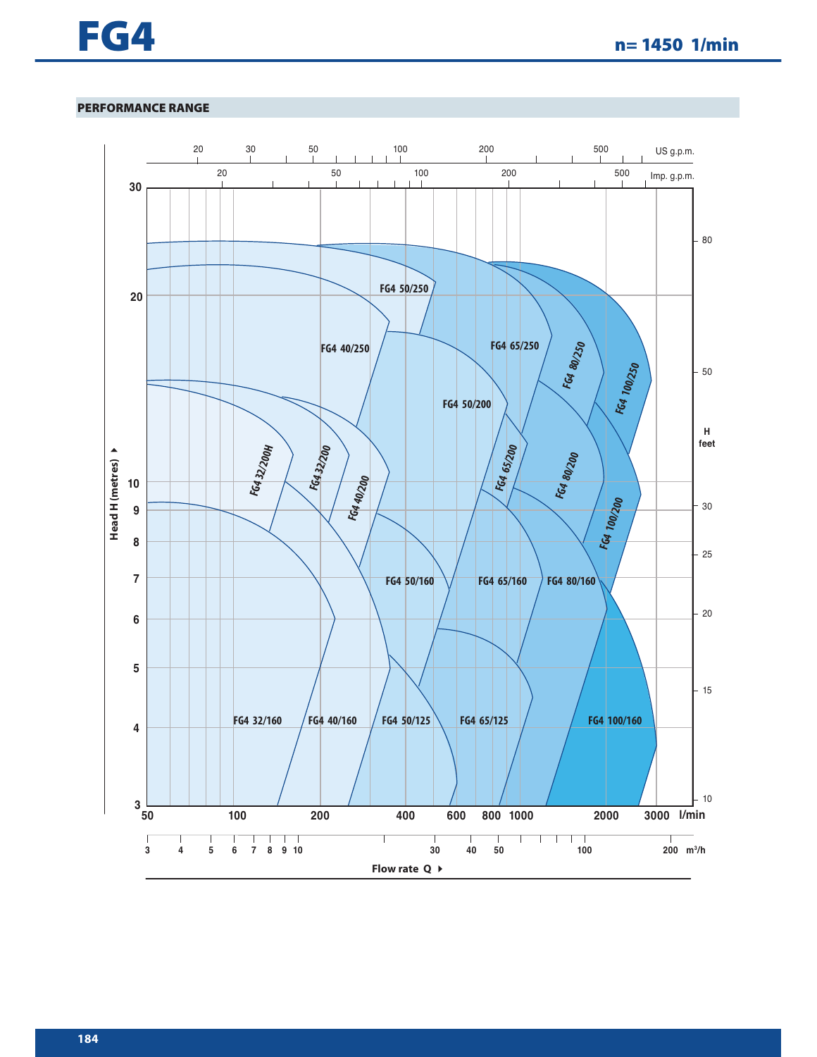# FG4

**n= 1450 1/min**

## PERFORMANCE RANGE

US g.p.m.: 20, 30, 50, 100, 200, 500

Imp. g.p.m.: 20, 50, 100, 200, 500

Head H (metres): 3, 4, 5, 6, 7, 8, 9, 10, 20, 30

H feet: 10, 15, 20, 25, 30, 50, 80

FG4 50/250 · FG4 40/250 · FG4 65/250 · FG4 80/250 · FG4 100/250 · FG4 50/200 · FG4 32/200H · FG4 32/200 · FG4 40/200 · FG4 65/200 · FG4 80/200 · FG4 100/200 · FG4 50/160 · FG4 65/160 · FG4 80/160 · FG4 32/160 · FG4 40/160 · FG4 50/125 · FG4 65/125 · FG4 100/160

l/min: 50, 100, 200, 400, 600, 800, 1000, 2000, 3000

$m^3/h$: 3, 4, 5, 6, 7, 8, 9, 10, 30, 40, 50, 100, 200

Flow rate Q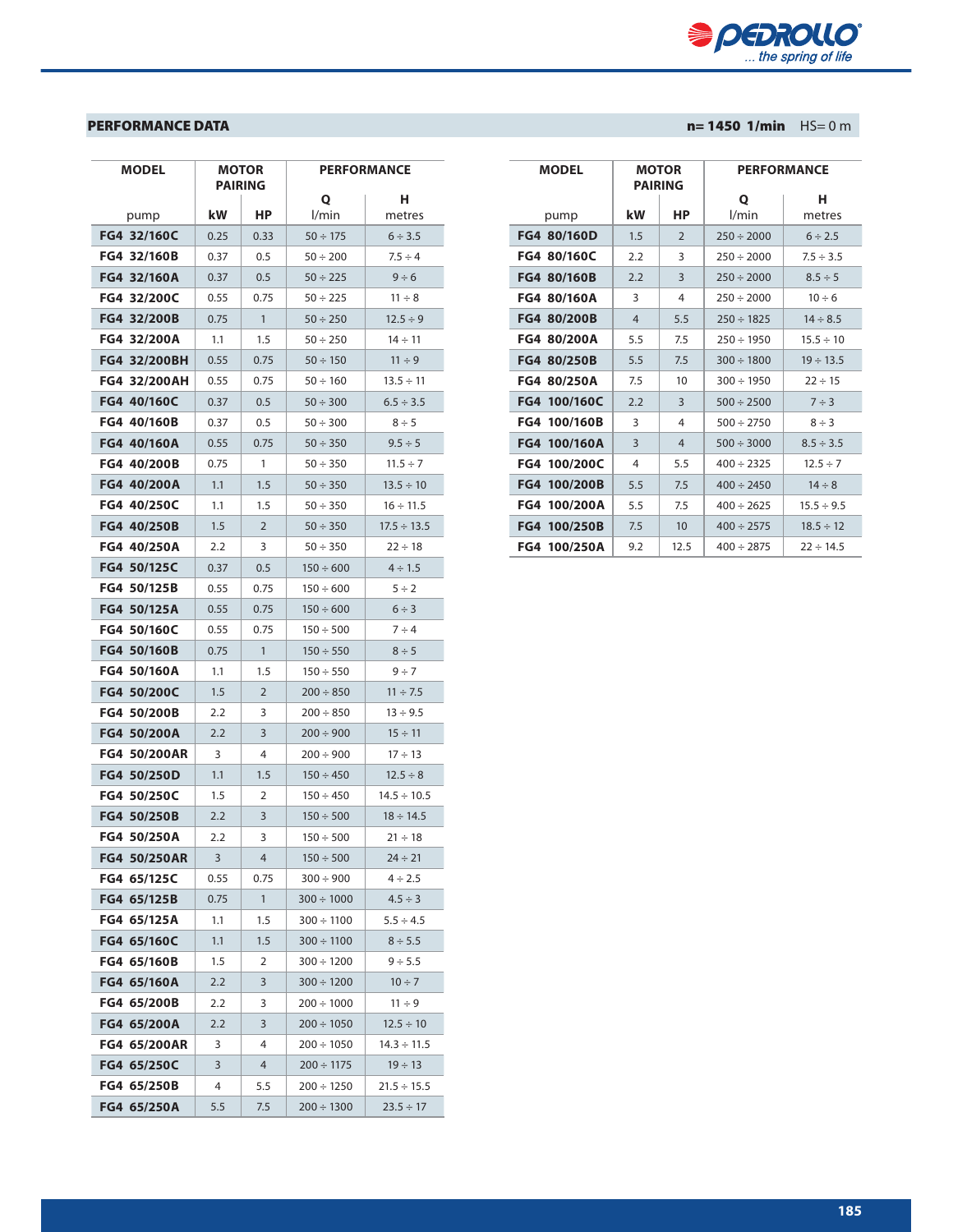## PERFORMANCE DATA

**n= 1450 1/min** HS= 0 m

| MODEL | MOTOR PAIRING | | PERFORMANCE | |
|---|---|---|---|---|
| | | | Q | H |
| pump | kW | HP | l/min | metres |
| **FG4 32/160C** | 0.25 | 0.33 | 50 ÷ 175 | 6 ÷ 3.5 |
| **FG4 32/160B** | 0.37 | 0.5 | 50 ÷ 200 | 7.5 ÷ 4 |
| **FG4 32/160A** | 0.37 | 0.5 | 50 ÷ 225 | 9 ÷ 6 |
| **FG4 32/200C** | 0.55 | 0.75 | 50 ÷ 225 | 11 ÷ 8 |
| **FG4 32/200B** | 0.75 | 1 | 50 ÷ 250 | 12.5 ÷ 9 |
| **FG4 32/200A** | 1.1 | 1.5 | 50 ÷ 250 | 14 ÷ 11 |
| **FG4 32/200BH** | 0.55 | 0.75 | 50 ÷ 150 | 11 ÷ 9 |
| **FG4 32/200AH** | 0.55 | 0.75 | 50 ÷ 160 | 13.5 ÷ 11 |
| **FG4 40/160C** | 0.37 | 0.5 | 50 ÷ 300 | 6.5 ÷ 3.5 |
| **FG4 40/160B** | 0.37 | 0.5 | 50 ÷ 300 | 8 ÷ 5 |
| **FG4 40/160A** | 0.55 | 0.75 | 50 ÷ 350 | 9.5 ÷ 5 |
| **FG4 40/200B** | 0.75 | 1 | 50 ÷ 350 | 11.5 ÷ 7 |
| **FG4 40/200A** | 1.1 | 1.5 | 50 ÷ 350 | 13.5 ÷ 10 |
| **FG4 40/250C** | 1.1 | 1.5 | 50 ÷ 350 | 16 ÷ 11.5 |
| **FG4 40/250B** | 1.5 | 2 | 50 ÷ 350 | 17.5 ÷ 13.5 |
| **FG4 40/250A** | 2.2 | 3 | 50 ÷ 350 | 22 ÷ 18 |
| **FG4 50/125C** | 0.37 | 0.5 | 150 ÷ 600 | 4 ÷ 1.5 |
| **FG4 50/125B** | 0.55 | 0.75 | 150 ÷ 600 | 5 ÷ 2 |
| **FG4 50/125A** | 0.55 | 0.75 | 150 ÷ 600 | 6 ÷ 3 |
| **FG4 50/160C** | 0.55 | 0.75 | 150 ÷ 500 | 7 ÷ 4 |
| **FG4 50/160B** | 0.75 | 1 | 150 ÷ 550 | 8 ÷ 5 |
| **FG4 50/160A** | 1.1 | 1.5 | 150 ÷ 550 | 9 ÷ 7 |
| **FG4 50/200C** | 1.5 | 2 | 200 ÷ 850 | 11 ÷ 7.5 |
| **FG4 50/200B** | 2.2 | 3 | 200 ÷ 850 | 13 ÷ 9.5 |
| **FG4 50/200A** | 2.2 | 3 | 200 ÷ 900 | 15 ÷ 11 |
| **FG4 50/200AR** | 3 | 4 | 200 ÷ 900 | 17 ÷ 13 |
| **FG4 50/250D** | 1.1 | 1.5 | 150 ÷ 450 | 12.5 ÷ 8 |
| **FG4 50/250C** | 1.5 | 2 | 150 ÷ 450 | 14.5 ÷ 10.5 |
| **FG4 50/250B** | 2.2 | 3 | 150 ÷ 500 | 18 ÷ 14.5 |
| **FG4 50/250A** | 2.2 | 3 | 150 ÷ 500 | 21 ÷ 18 |
| **FG4 50/250AR** | 3 | 4 | 150 ÷ 500 | 24 ÷ 21 |
| **FG4 65/125C** | 0.55 | 0.75 | 300 ÷ 900 | 4 ÷ 2.5 |
| **FG4 65/125B** | 0.75 | 1 | 300 ÷ 1000 | 4.5 ÷ 3 |
| **FG4 65/125A** | 1.1 | 1.5 | 300 ÷ 1100 | 5.5 ÷ 4.5 |
| **FG4 65/160C** | 1.1 | 1.5 | 300 ÷ 1100 | 8 ÷ 5.5 |
| **FG4 65/160B** | 1.5 | 2 | 300 ÷ 1200 | 9 ÷ 5.5 |
| **FG4 65/160A** | 2.2 | 3 | 300 ÷ 1200 | 10 ÷ 7 |
| **FG4 65/200B** | 2.2 | 3 | 200 ÷ 1000 | 11 ÷ 9 |
| **FG4 65/200A** | 2.2 | 3 | 200 ÷ 1050 | 12.5 ÷ 10 |
| **FG4 65/200AR** | 3 | 4 | 200 ÷ 1050 | 14.3 ÷ 11.5 |
| **FG4 65/250C** | 3 | 4 | 200 ÷ 1175 | 19 ÷ 13 |
| **FG4 65/250B** | 4 | 5.5 | 200 ÷ 1250 | 21.5 ÷ 15.5 |
| **FG4 65/250A** | 5.5 | 7.5 | 200 ÷ 1300 | 23.5 ÷ 17 |
| **FG4 80/160D** | 1.5 | 2 | 250 ÷ 2000 | 6 ÷ 2.5 |
| **FG4 80/160C** | 2.2 | 3 | 250 ÷ 2000 | 7.5 ÷ 3.5 |
| **FG4 80/160B** | 2.2 | 3 | 250 ÷ 2000 | 8.5 ÷ 5 |
| **FG4 80/160A** | 3 | 4 | 250 ÷ 2000 | 10 ÷ 6 |
| **FG4 80/200B** | 4 | 5.5 | 250 ÷ 1825 | 14 ÷ 8.5 |
| **FG4 80/200A** | 5.5 | 7.5 | 250 ÷ 1950 | 15.5 ÷ 10 |
| **FG4 80/250B** | 5.5 | 7.5 | 300 ÷ 1800 | 19 ÷ 13.5 |
| **FG4 80/250A** | 7.5 | 10 | 300 ÷ 1950 | 22 ÷ 15 |
| **FG4 100/160C** | 2.2 | 3 | 500 ÷ 2500 | 7 ÷ 3 |
| **FG4 100/160B** | 3 | 4 | 500 ÷ 2750 | 8 ÷ 3 |
| **FG4 100/160A** | 3 | 4 | 500 ÷ 3000 | 8.5 ÷ 3.5 |
| **FG4 100/200C** | 4 | 5.5 | 400 ÷ 2325 | 12.5 ÷ 7 |
| **FG4 100/200B** | 5.5 | 7.5 | 400 ÷ 2450 | 14 ÷ 8 |
| **FG4 100/200A** | 5.5 | 7.5 | 400 ÷ 2625 | 15.5 ÷ 9.5 |
| **FG4 100/250B** | 7.5 | 10 | 400 ÷ 2575 | 18.5 ÷ 12 |
| **FG4 100/250A** | 9.2 | 12.5 | 400 ÷ 2875 | 22 ÷ 14.5 |